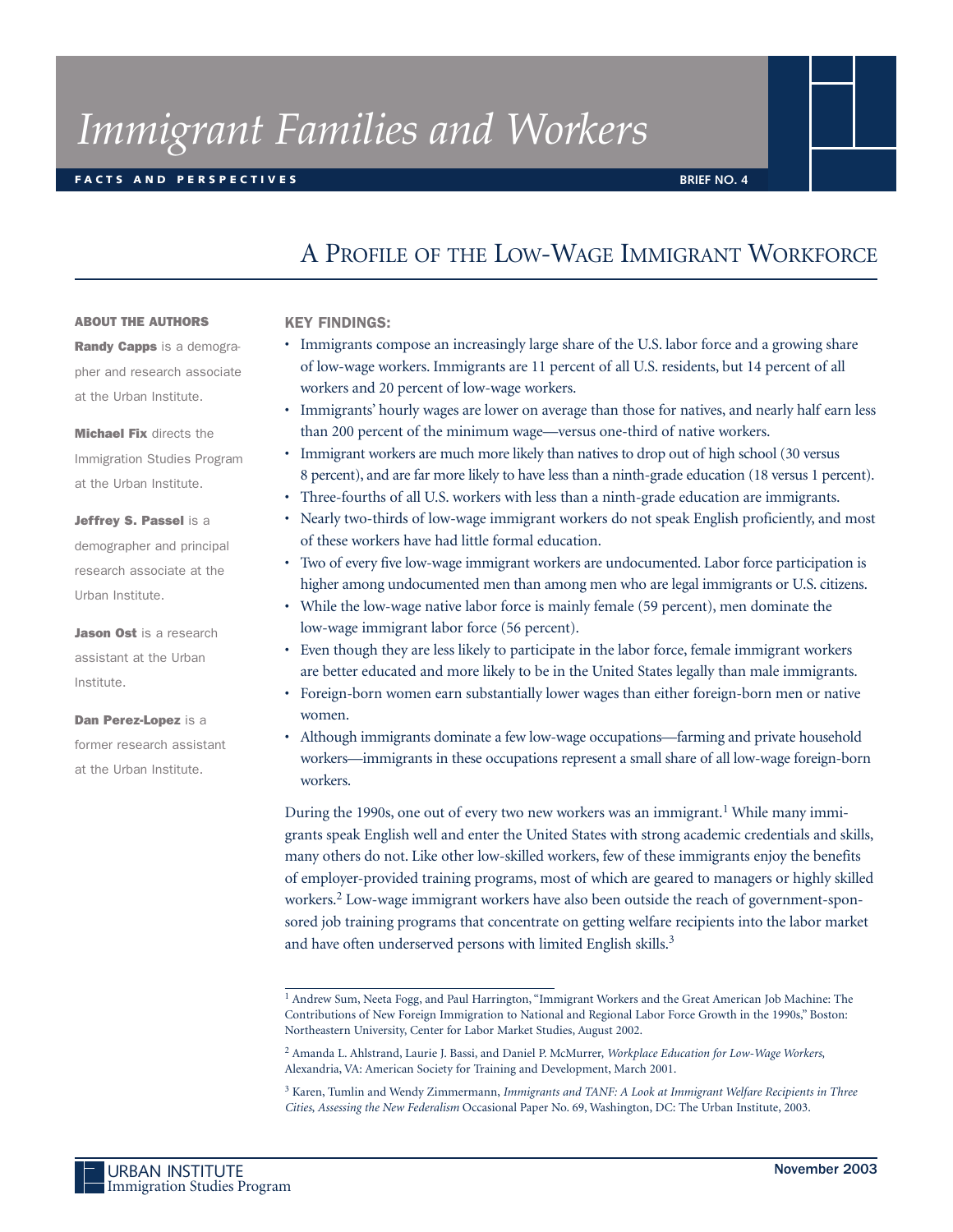# Immigrant Families and Workers

**FACTS AND PERSPECTIVES** **BRIEF NO. 4**

## A Profile of the Low-Wage Immigrant Workforce

**ABOUT THE AUTHORS**

**Randy Capps** is a demographer and research associate at the Urban Institute.

**Michael Fix** directs the Immigration Studies Program at the Urban Institute.

**Jeffrey S. Passel** is a demographer and principal research associate at the Urban Institute.

**Jason Ost** is a research assistant at the Urban Institute.

**Dan Perez-Lopez** is a former research assistant at the Urban Institute.

**KEY FINDINGS:**

- Immigrants compose an increasingly large share of the U.S. labor force and a growing share of low-wage workers. Immigrants are 11 percent of all U.S. residents, but 14 percent of all workers and 20 percent of low-wage workers.
- Immigrants' hourly wages are lower on average than those for natives, and nearly half earn less than 200 percent of the minimum wage—versus one-third of native workers.
- Immigrant workers are much more likely than natives to drop out of high school (30 versus 8 percent), and are far more likely to have less than a ninth-grade education (18 versus 1 percent).
- Three-fourths of all U.S. workers with less than a ninth-grade education are immigrants.
- Nearly two-thirds of low-wage immigrant workers do not speak English proficiently, and most of these workers have had little formal education.
- Two of every five low-wage immigrant workers are undocumented. Labor force participation is higher among undocumented men than among men who are legal immigrants or U.S. citizens.
- While the low-wage native labor force is mainly female (59 percent), men dominate the low-wage immigrant labor force (56 percent).
- Even though they are less likely to participate in the labor force, female immigrant workers are better educated and more likely to be in the United States legally than male immigrants.
- Foreign-born women earn substantially lower wages than either foreign-born men or native women.
- Although immigrants dominate a few low-wage occupations—farming and private household workers—immigrants in these occupations represent a small share of all low-wage foreign-born workers.

During the 1990s, one out of every two new workers was an immigrant.[1] While many immigrants speak English well and enter the United States with strong academic credentials and skills, many others do not. Like other low-skilled workers, few of these immigrants enjoy the benefits of employer-provided training programs, most of which are geared to managers or highly skilled workers.[2] Low-wage immigrant workers have also been outside the reach of government-sponsored job training programs that concentrate on getting welfare recipients into the labor market and have often underserved persons with limited English skills.[3]

[1] Andrew Sum, Neeta Fogg, and Paul Harrington, "Immigrant Workers and the Great American Job Machine: The Contributions of New Foreign Immigration to National and Regional Labor Force Growth in the 1990s," Boston: Northeastern University, Center for Labor Market Studies, August 2002.

[2] Amanda L. Ahlstrand, Laurie J. Bassi, and Daniel P. McMurrer, *Workplace Education for Low-Wage Workers*, Alexandria, VA: American Society for Training and Development, March 2001.

[3] Karen, Tumlin and Wendy Zimmermann, *Immigrants and TANF: A Look at Immigrant Welfare Recipients in Three Cities*, *Assessing the New Federalism* Occasional Paper No. 69, Washington, DC: The Urban Institute, 2003.

URBAN INSTITUTE Immigration Studies Program

November 2003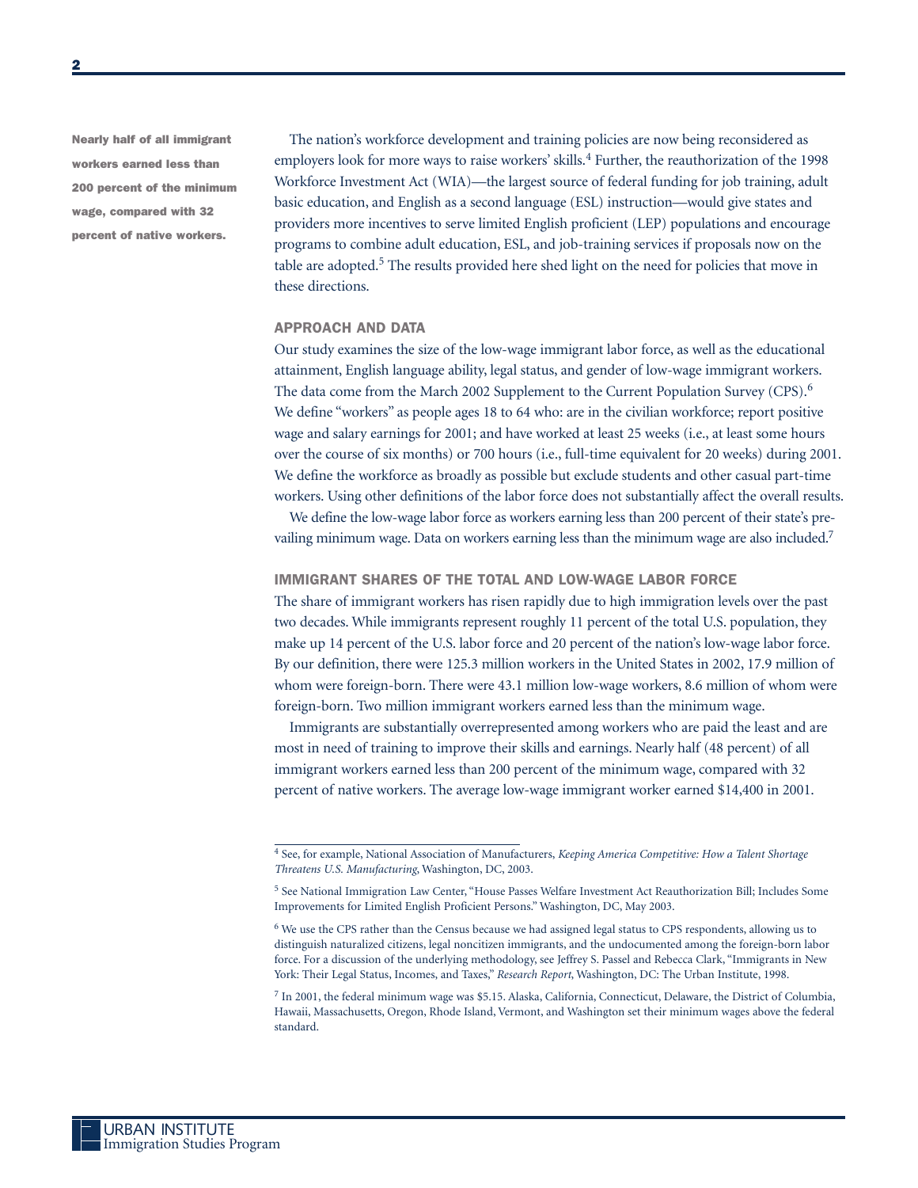**Nearly half of all immigrant workers earned less than 200 percent of the minimum wage, compared with 32 percent of native workers.**

The nation's workforce development and training policies are now being reconsidered as employers look for more ways to raise workers' skills.[4] Further, the reauthorization of the 1998 Workforce Investment Act (WIA)—the largest source of federal funding for job training, adult basic education, and English as a second language (ESL) instruction—would give states and providers more incentives to serve limited English proficient (LEP) populations and encourage programs to combine adult education, ESL, and job-training services if proposals now on the table are adopted.[5] The results provided here shed light on the need for policies that move in these directions.

## APPROACH AND DATA

Our study examines the size of the low-wage immigrant labor force, as well as the educational attainment, English language ability, legal status, and gender of low-wage immigrant workers. The data come from the March 2002 Supplement to the Current Population Survey (CPS).[6] We define "workers" as people ages 18 to 64 who: are in the civilian workforce; report positive wage and salary earnings for 2001; and have worked at least 25 weeks (i.e., at least some hours over the course of six months) or 700 hours (i.e., full-time equivalent for 20 weeks) during 2001. We define the workforce as broadly as possible but exclude students and other casual part-time workers. Using other definitions of the labor force does not substantially affect the overall results.

We define the low-wage labor force as workers earning less than 200 percent of their state's prevailing minimum wage. Data on workers earning less than the minimum wage are also included.[7]

## IMMIGRANT SHARES OF THE TOTAL AND LOW-WAGE LABOR FORCE

The share of immigrant workers has risen rapidly due to high immigration levels over the past two decades. While immigrants represent roughly 11 percent of the total U.S. population, they make up 14 percent of the U.S. labor force and 20 percent of the nation's low-wage labor force. By our definition, there were 125.3 million workers in the United States in 2002, 17.9 million of whom were foreign-born. There were 43.1 million low-wage workers, 8.6 million of whom were foreign-born. Two million immigrant workers earned less than the minimum wage.

Immigrants are substantially overrepresented among workers who are paid the least and are most in need of training to improve their skills and earnings. Nearly half (48 percent) of all immigrant workers earned less than 200 percent of the minimum wage, compared with 32 percent of native workers. The average low-wage immigrant worker earned $14,400 in 2001.

---

[4] See, for example, National Association of Manufacturers, *Keeping America Competitive: How a Talent Shortage Threatens U.S. Manufacturing*, Washington, DC, 2003.

[5] See National Immigration Law Center, "House Passes Welfare Investment Act Reauthorization Bill; Includes Some Improvements for Limited English Proficient Persons." Washington, DC, May 2003.

[6] We use the CPS rather than the Census because we had assigned legal status to CPS respondents, allowing us to distinguish naturalized citizens, legal noncitizen immigrants, and the undocumented among the foreign-born labor force. For a discussion of the underlying methodology, see Jeffrey S. Passel and Rebecca Clark, "Immigrants in New York: Their Legal Status, Incomes, and Taxes," *Research Report*, Washington, DC: The Urban Institute, 1998.

[7] In 2001, the federal minimum wage was $5.15. Alaska, California, Connecticut, Delaware, the District of Columbia, Hawaii, Massachusetts, Oregon, Rhode Island, Vermont, and Washington set their minimum wages above the federal standard.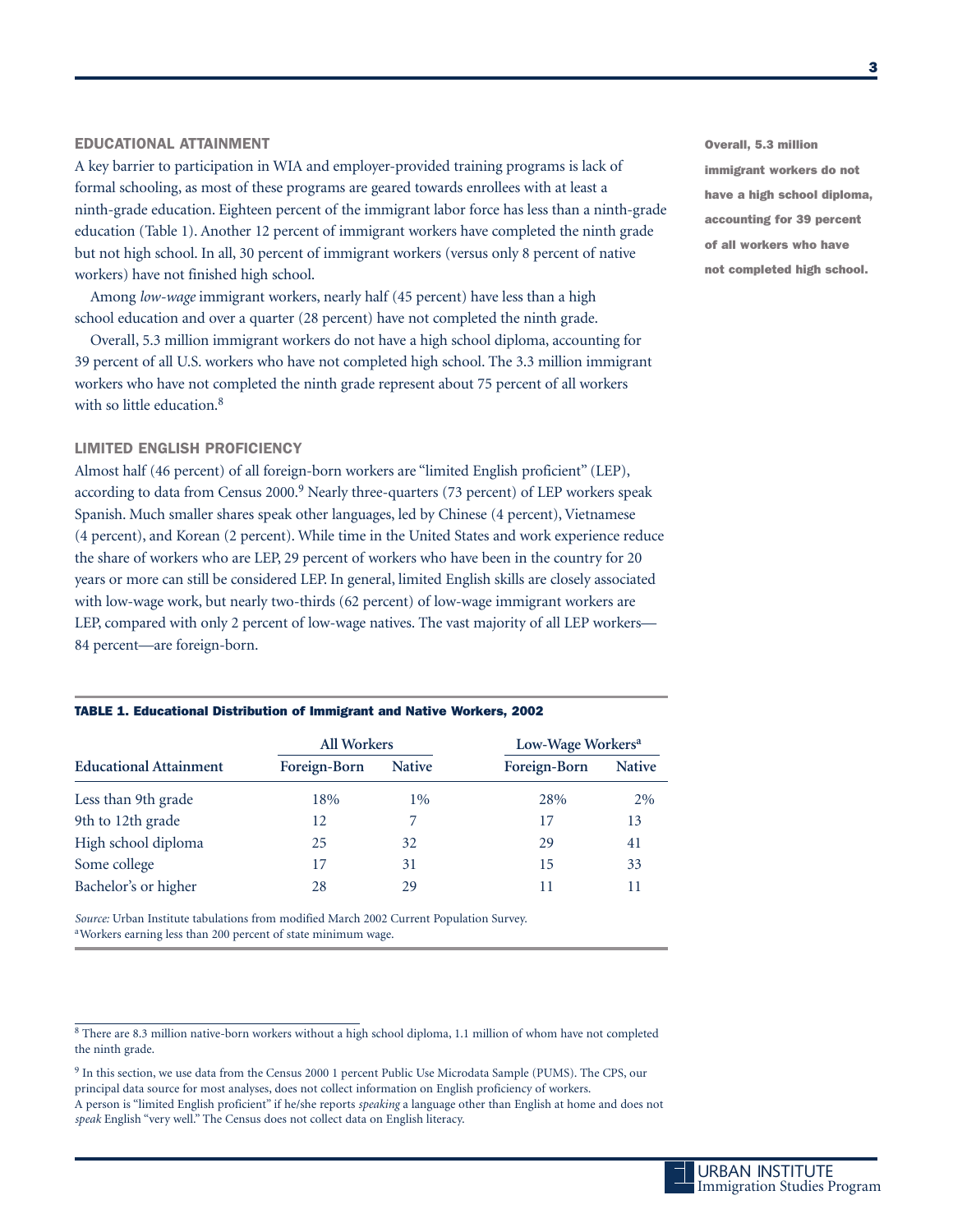## EDUCATIONAL ATTAINMENT

A key barrier to participation in WIA and employer-provided training programs is lack of formal schooling, as most of these programs are geared towards enrollees with at least a ninth-grade education. Eighteen percent of the immigrant labor force has less than a ninth-grade education (Table 1). Another 12 percent of immigrant workers have completed the ninth grade but not high school. In all, 30 percent of immigrant workers (versus only 8 percent of native workers) have not finished high school.

Among *low-wage* immigrant workers, nearly half (45 percent) have less than a high school education and over a quarter (28 percent) have not completed the ninth grade.

Overall, 5.3 million immigrant workers do not have a high school diploma, accounting for 39 percent of all U.S. workers who have not completed high school. The 3.3 million immigrant workers who have not completed the ninth grade represent about 75 percent of all workers with so little education.[8]

**Overall, 5.3 million immigrant workers do not have a high school diploma, accounting for 39 percent of all workers who have not completed high school.**

## LIMITED ENGLISH PROFICIENCY

Almost half (46 percent) of all foreign-born workers are "limited English proficient" (LEP), according to data from Census 2000.[9] Nearly three-quarters (73 percent) of LEP workers speak Spanish. Much smaller shares speak other languages, led by Chinese (4 percent), Vietnamese (4 percent), and Korean (2 percent). While time in the United States and work experience reduce the share of workers who are LEP, 29 percent of workers who have been in the country for 20 years or more can still be considered LEP. In general, limited English skills are closely associated with low-wage work, but nearly two-thirds (62 percent) of low-wage immigrant workers are LEP, compared with only 2 percent of low-wage natives. The vast majority of all LEP workers—84 percent—are foreign-born.

**TABLE 1. Educational Distribution of Immigrant and Native Workers, 2002**

| Educational Attainment | All Workers | | Low-Wage Workers[a] | |
|---|---|---|---|---|
| | Foreign-Born | Native | Foreign-Born | Native |
| Less than 9th grade | 18% | 1% | 28% | 2% |
| 9th to 12th grade | 12 | 7 | 17 | 13 |
| High school diploma | 25 | 32 | 29 | 41 |
| Some college | 17 | 31 | 15 | 33 |
| Bachelor's or higher | 28 | 29 | 11 | 11 |

*Source:* Urban Institute tabulations from modified March 2002 Current Population Survey.
[a] Workers earning less than 200 percent of state minimum wage.

---

[8] There are 8.3 million native-born workers without a high school diploma, 1.1 million of whom have not completed the ninth grade.

[9] In this section, we use data from the Census 2000 1 percent Public Use Microdata Sample (PUMS). The CPS, our principal data source for most analyses, does not collect information on English proficiency of workers. A person is "limited English proficient" if he/she reports *speaking* a language other than English at home and does not *speak* English "very well." The Census does not collect data on English literacy.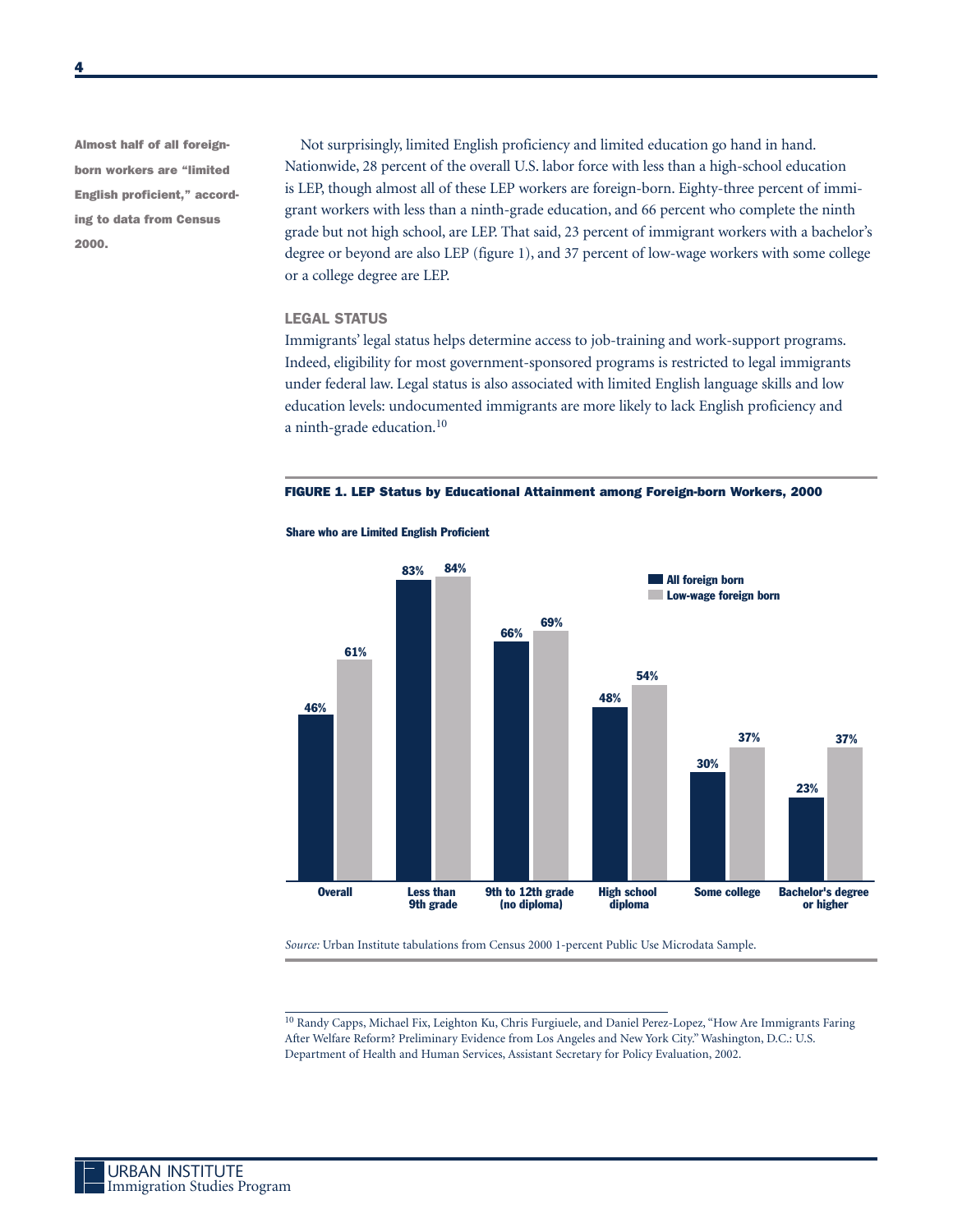**Almost half of all foreign-born workers are "limited English proficient," according to data from Census 2000.**

Not surprisingly, limited English proficiency and limited education go hand in hand. Nationwide, 28 percent of the overall U.S. labor force with less than a high-school education is LEP, though almost all of these LEP workers are foreign-born. Eighty-three percent of immigrant workers with less than a ninth-grade education, and 66 percent who complete the ninth grade but not high school, are LEP. That said, 23 percent of immigrant workers with a bachelor's degree or beyond are also LEP (figure 1), and 37 percent of low-wage workers with some college or a college degree are LEP.

### LEGAL STATUS

Immigrants' legal status helps determine access to job-training and work-support programs. Indeed, eligibility for most government-sponsored programs is restricted to legal immigrants under federal law. Legal status is also associated with limited English language skills and low education levels: undocumented immigrants are more likely to lack English proficiency and a ninth-grade education.[10]

**FIGURE 1. LEP Status by Educational Attainment among Foreign-born Workers, 2000**

Share who are Limited English Proficient

| | All foreign born | Low-wage foreign born |
|---|---|---|
| Overall | 46% | 61% |
| Less than 9th grade | 83% | 84% |
| 9th to 12th grade (no diploma) | 66% | 69% |
| High school diploma | 48% | 54% |
| Some college | 30% | 37% |
| Bachelor's degree or higher | 23% | 37% |

*Source:* Urban Institute tabulations from Census 2000 1-percent Public Use Microdata Sample.

[10] Randy Capps, Michael Fix, Leighton Ku, Chris Furgiuele, and Daniel Perez-Lopez, "How Are Immigrants Faring After Welfare Reform? Preliminary Evidence from Los Angeles and New York City." Washington, D.C.: U.S. Department of Health and Human Services, Assistant Secretary for Policy Evaluation, 2002.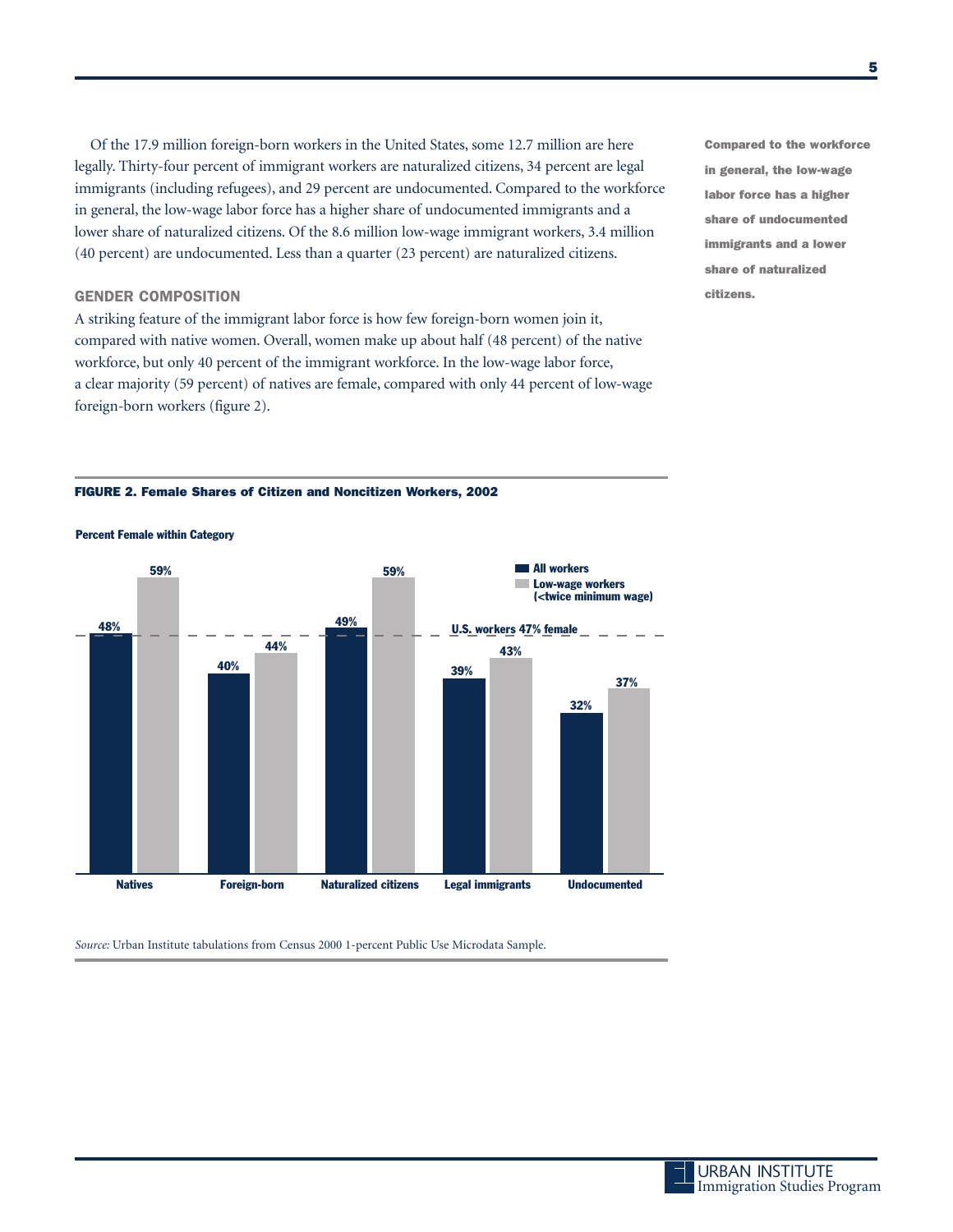Of the 17.9 million foreign-born workers in the United States, some 12.7 million are here legally. Thirty-four percent of immigrant workers are naturalized citizens, 34 percent are legal immigrants (including refugees), and 29 percent are undocumented. Compared to the workforce in general, the low-wage labor force has a higher share of undocumented immigrants and a lower share of naturalized citizens. Of the 8.6 million low-wage immigrant workers, 3.4 million (40 percent) are undocumented. Less than a quarter (23 percent) are naturalized citizens.

**Compared to the workforce in general, the low-wage labor force has a higher share of undocumented immigrants and a lower share of naturalized citizens.**

### GENDER COMPOSITION

A striking feature of the immigrant labor force is how few foreign-born women join it, compared with native women. Overall, women make up about half (48 percent) of the native workforce, but only 40 percent of the immigrant workforce. In the low-wage labor force, a clear majority (59 percent) of natives are female, compared with only 44 percent of low-wage foreign-born workers (figure 2).

**FIGURE 2. Female Shares of Citizen and Noncitizen Workers, 2002**

Percent Female within Category

| | All workers | Low-wage workers (<twice minimum wage) |
|---|---|---|
| Natives | 48% | 59% |
| Foreign-born | 40% | 44% |
| Naturalized citizens | 49% | 59% |
| Legal immigrants | 39% | 43% |
| Undocumented | 32% | 37% |

U.S. workers 47% female

*Source:* Urban Institute tabulations from Census 2000 1-percent Public Use Microdata Sample.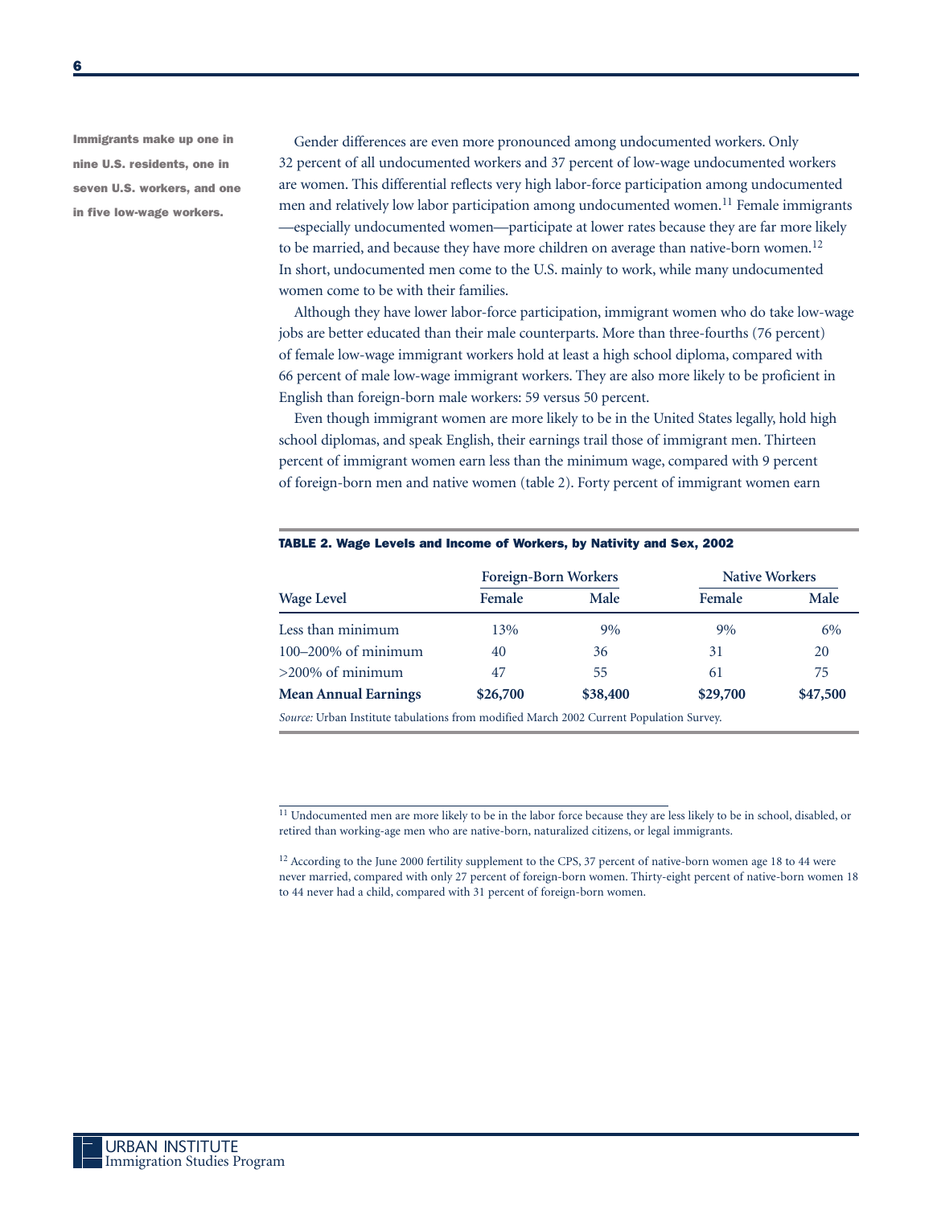**Immigrants make up one in nine U.S. residents, one in seven U.S. workers, and one in five low-wage workers.**

Gender differences are even more pronounced among undocumented workers. Only 32 percent of all undocumented workers and 37 percent of low-wage undocumented workers are women. This differential reflects very high labor-force participation among undocumented men and relatively low labor participation among undocumented women.[11] Female immigrants—especially undocumented women—participate at lower rates because they are far more likely to be married, and because they have more children on average than native-born women.[12] In short, undocumented men come to the U.S. mainly to work, while many undocumented women come to be with their families.

Although they have lower labor-force participation, immigrant women who do take low-wage jobs are better educated than their male counterparts. More than three-fourths (76 percent) of female low-wage immigrant workers hold at least a high school diploma, compared with 66 percent of male low-wage immigrant workers. They are also more likely to be proficient in English than foreign-born male workers: 59 versus 50 percent.

Even though immigrant women are more likely to be in the United States legally, hold high school diplomas, and speak English, their earnings trail those of immigrant men. Thirteen percent of immigrant women earn less than the minimum wage, compared with 9 percent of foreign-born men and native women (table 2). Forty percent of immigrant women earn

**TABLE 2. Wage Levels and Income of Workers, by Nativity and Sex, 2002**

| | Foreign-Born Workers | | Native Workers | |
|---|---|---|---|---|
| **Wage Level** | **Female** | **Male** | **Female** | **Male** |
| Less than minimum | 13% | 9% | 9% | 6% |
| 100–200% of minimum | 40 | 36 | 31 | 20 |
| >200% of minimum | 47 | 55 | 61 | 75 |
| **Mean Annual Earnings** | **$26,700** | **$38,400** | **$29,700** | **$47,500** |

*Source:* Urban Institute tabulations from modified March 2002 Current Population Survey.

[11] Undocumented men are more likely to be in the labor force because they are less likely to be in school, disabled, or retired than working-age men who are native-born, naturalized citizens, or legal immigrants.

[12] According to the June 2000 fertility supplement to the CPS, 37 percent of native-born women age 18 to 44 were never married, compared with only 27 percent of foreign-born women. Thirty-eight percent of native-born women 18 to 44 never had a child, compared with 31 percent of foreign-born women.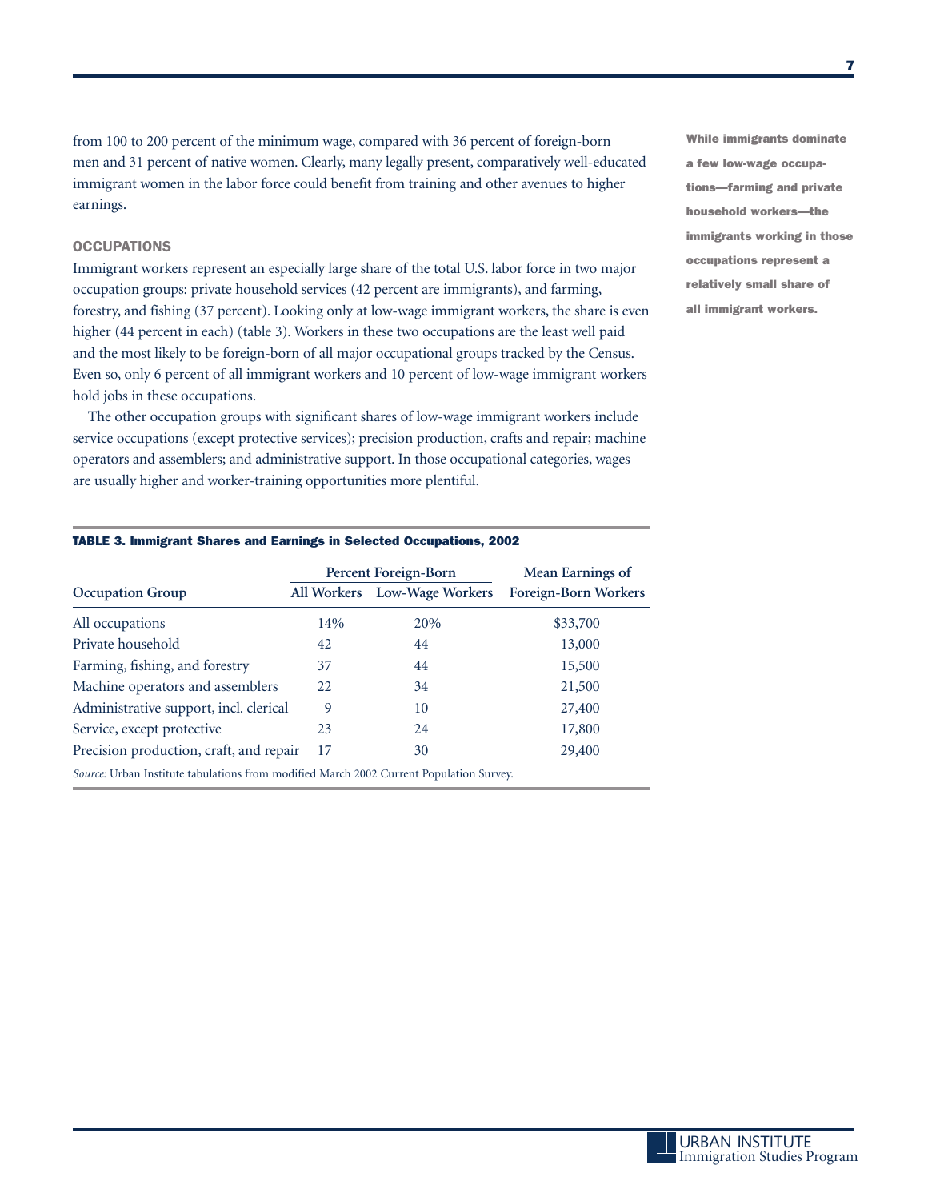from 100 to 200 percent of the minimum wage, compared with 36 percent of foreign-born men and 31 percent of native women. Clearly, many legally present, comparatively well-educated immigrant women in the labor force could benefit from training and other avenues to higher earnings.

### OCCUPATIONS

Immigrant workers represent an especially large share of the total U.S. labor force in two major occupation groups: private household services (42 percent are immigrants), and farming, forestry, and fishing (37 percent). Looking only at low-wage immigrant workers, the share is even higher (44 percent in each) (table 3). Workers in these two occupations are the least well paid and the most likely to be foreign-born of all major occupational groups tracked by the Census. Even so, only 6 percent of all immigrant workers and 10 percent of low-wage immigrant workers hold jobs in these occupations.

The other occupation groups with significant shares of low-wage immigrant workers include service occupations (except protective services); precision production, crafts and repair; machine operators and assemblers; and administrative support. In those occupational categories, wages are usually higher and worker-training opportunities more plentiful.

**While immigrants dominate a few low-wage occupations—farming and private household workers—the immigrants working in those occupations represent a relatively small share of all immigrant workers.**

**TABLE 3. Immigrant Shares and Earnings in Selected Occupations, 2002**

| Occupation Group | Percent Foreign-Born | | Mean Earnings of Foreign-Born Workers |
|---|---|---|---|
| | All Workers | Low-Wage Workers | |
| All occupations | 14% | 20% | $33,700 |
| Private household | 42 | 44 | 13,000 |
| Farming, fishing, and forestry | 37 | 44 | 15,500 |
| Machine operators and assemblers | 22 | 34 | 21,500 |
| Administrative support, incl. clerical | 9 | 10 | 27,400 |
| Service, except protective | 23 | 24 | 17,800 |
| Precision production, craft, and repair | 17 | 30 | 29,400 |

*Source:* Urban Institute tabulations from modified March 2002 Current Population Survey.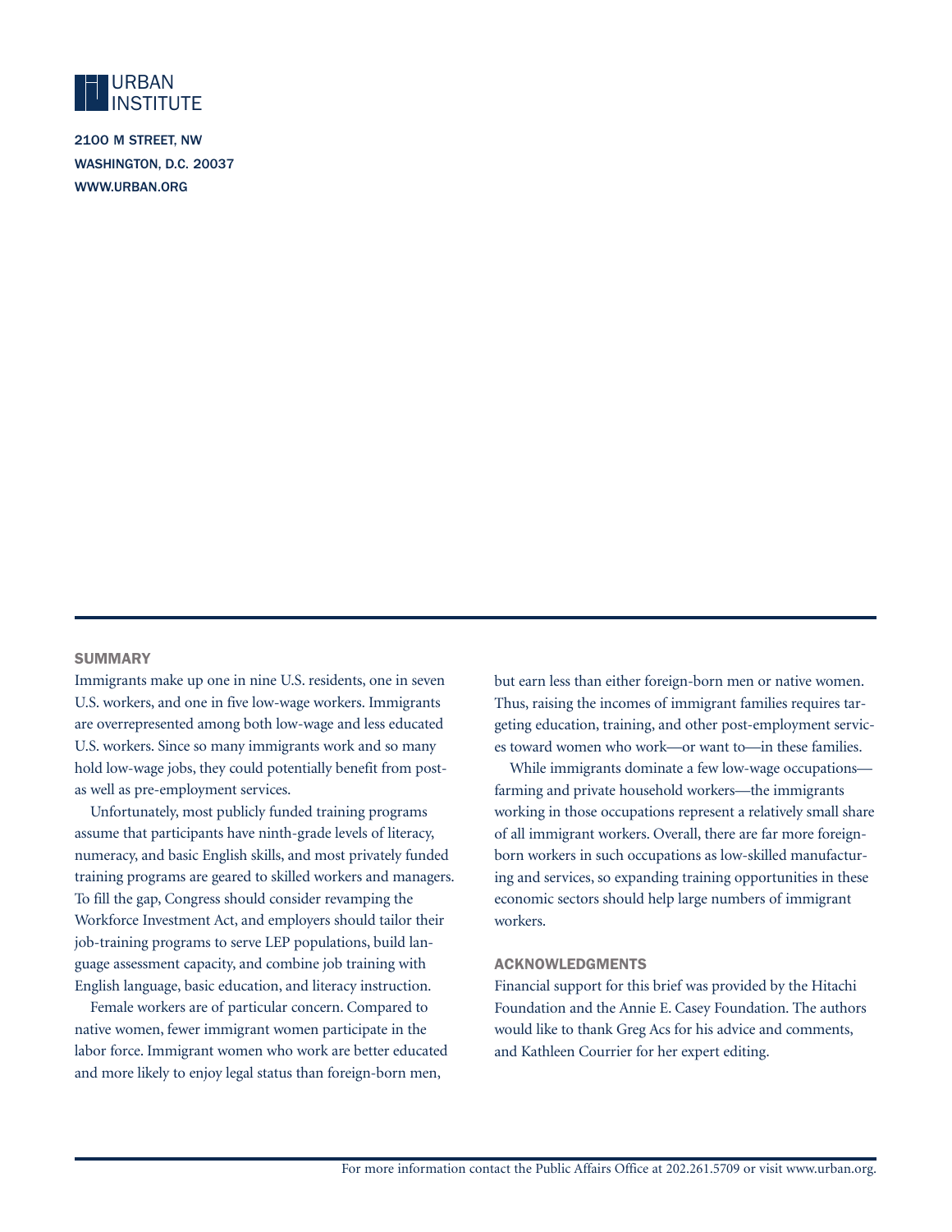URBAN INSTITUTE

2100 M STREET, NW
WASHINGTON, D.C. 20037
WWW.URBAN.ORG

## SUMMARY

Immigrants make up one in nine U.S. residents, one in seven U.S. workers, and one in five low-wage workers. Immigrants are overrepresented among both low-wage and less educated U.S. workers. Since so many immigrants work and so many hold low-wage jobs, they could potentially benefit from post- as well as pre-employment services.

Unfortunately, most publicly funded training programs assume that participants have ninth-grade levels of literacy, numeracy, and basic English skills, and most privately funded training programs are geared to skilled workers and managers. To fill the gap, Congress should consider revamping the Workforce Investment Act, and employers should tailor their job-training programs to serve LEP populations, build language assessment capacity, and combine job training with English language, basic education, and literacy instruction.

Female workers are of particular concern. Compared to native women, fewer immigrant women participate in the labor force. Immigrant women who work are better educated and more likely to enjoy legal status than foreign-born men, but earn less than either foreign-born men or native women. Thus, raising the incomes of immigrant families requires targeting education, training, and other post-employment services toward women who work—or want to—in these families.

While immigrants dominate a few low-wage occupations—farming and private household workers—the immigrants working in those occupations represent a relatively small share of all immigrant workers. Overall, there are far more foreign-born workers in such occupations as low-skilled manufacturing and services, so expanding training opportunities in these economic sectors should help large numbers of immigrant workers.

## ACKNOWLEDGMENTS

Financial support for this brief was provided by the Hitachi Foundation and the Annie E. Casey Foundation. The authors would like to thank Greg Acs for his advice and comments, and Kathleen Courrier for her expert editing.

For more information contact the Public Affairs Office at 202.261.5709 or visit www.urban.org.